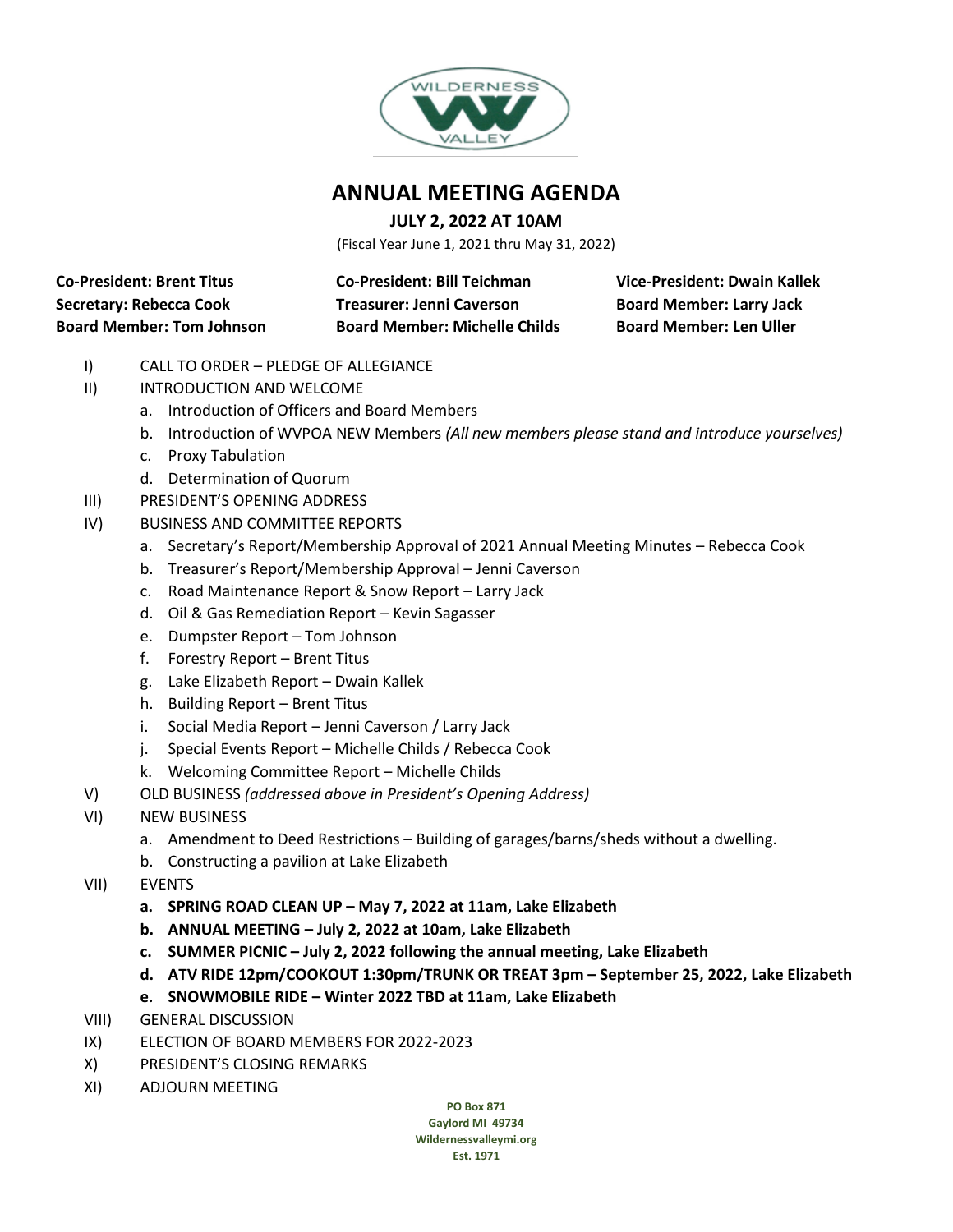# ANNUAL MEETING AGENDA

**JULY 2, 2022 AT 10AM**

(Fiscal Year June 1, 2021 thru May 31, 2022)

**Co-President: Brent Titus**
**Co-President: Bill Teichman**
**Vice-President: Dwain Kallek**
**Secretary: Rebecca Cook**
**Treasurer: Jenni Caverson**
**Board Member: Larry Jack**
**Board Member: Tom Johnson**
**Board Member: Michelle Childs**
**Board Member: Len Uller**

I) CALL TO ORDER – PLEDGE OF ALLEGIANCE

II) INTRODUCTION AND WELCOME
   a. Introduction of Officers and Board Members
   b. Introduction of WVPOA NEW Members *(All new members please stand and introduce yourselves)*
   c. Proxy Tabulation
   d. Determination of Quorum

III) PRESIDENT'S OPENING ADDRESS

IV) BUSINESS AND COMMITTEE REPORTS
   a. Secretary's Report/Membership Approval of 2021 Annual Meeting Minutes – Rebecca Cook
   b. Treasurer's Report/Membership Approval – Jenni Caverson
   c. Road Maintenance Report & Snow Report – Larry Jack
   d. Oil & Gas Remediation Report – Kevin Sagasser
   e. Dumpster Report – Tom Johnson
   f. Forestry Report – Brent Titus
   g. Lake Elizabeth Report – Dwain Kallek
   h. Building Report – Brent Titus
   i. Social Media Report – Jenni Caverson / Larry Jack
   j. Special Events Report – Michelle Childs / Rebecca Cook
   k. Welcoming Committee Report – Michelle Childs

V) OLD BUSINESS *(addressed above in President's Opening Address)*

VI) NEW BUSINESS
   a. Amendment to Deed Restrictions – Building of garages/barns/sheds without a dwelling.
   b. Constructing a pavilion at Lake Elizabeth

VII) EVENTS
   **a. SPRING ROAD CLEAN UP – May 7, 2022 at 11am, Lake Elizabeth**
   **b. ANNUAL MEETING – July 2, 2022 at 10am, Lake Elizabeth**
   **c. SUMMER PICNIC – July 2, 2022 following the annual meeting, Lake Elizabeth**
   **d. ATV RIDE 12pm/COOKOUT 1:30pm/TRUNK OR TREAT 3pm – September 25, 2022, Lake Elizabeth**
   **e. SNOWMOBILE RIDE – Winter 2022 TBD at 11am, Lake Elizabeth**

VIII) GENERAL DISCUSSION

IX) ELECTION OF BOARD MEMBERS FOR 2022-2023

X) PRESIDENT'S CLOSING REMARKS

XI) ADJOURN MEETING

**PO Box 871**
**Gaylord MI 49734**
**Wildernessvalleymi.org**
**Est. 1971**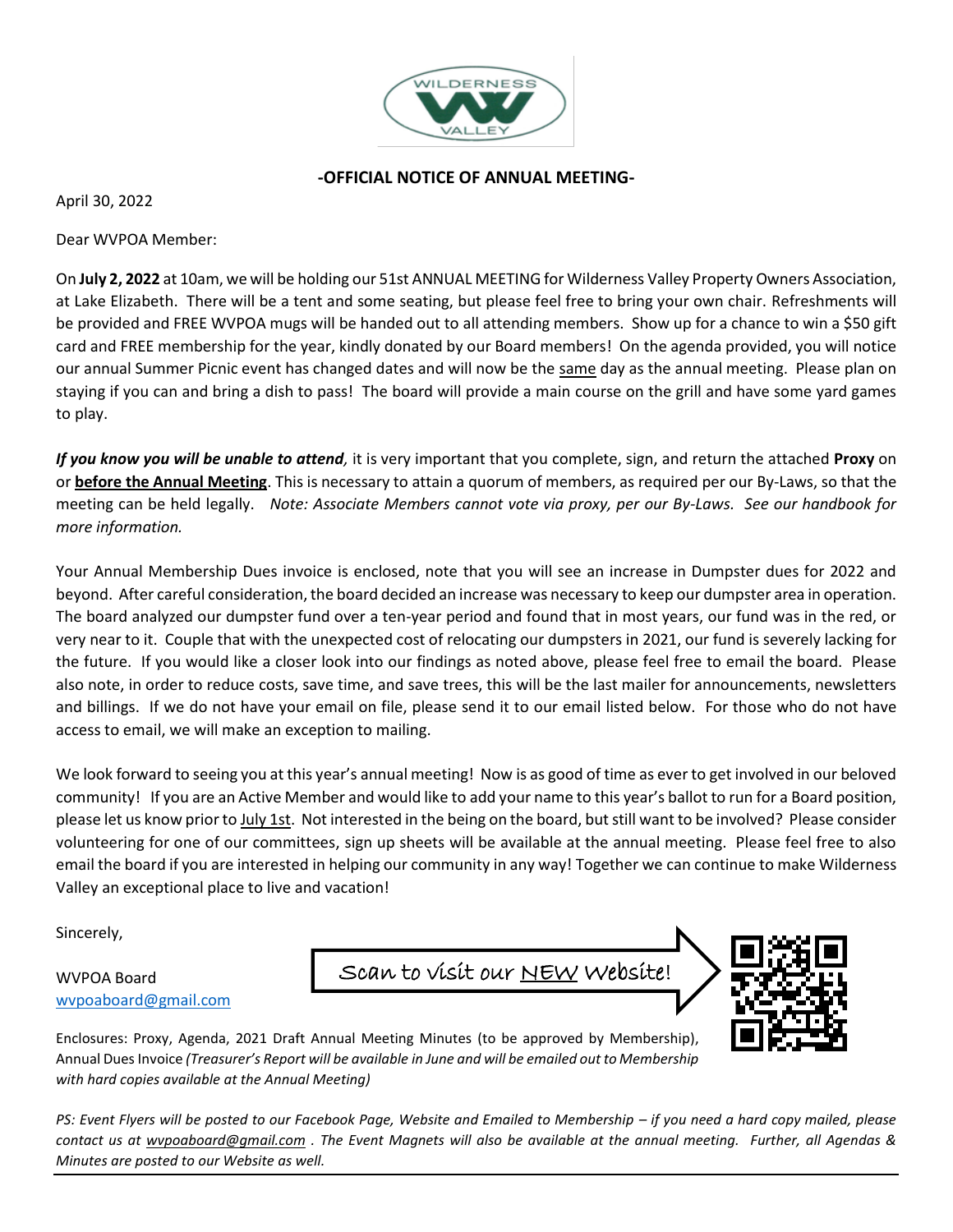**-OFFICIAL NOTICE OF ANNUAL MEETING-**

April 30, 2022

Dear WVPOA Member:

On **July 2, 2022** at 10am, we will be holding our 51st ANNUAL MEETING for Wilderness Valley Property Owners Association, at Lake Elizabeth. There will be a tent and some seating, but please feel free to bring your own chair. Refreshments will be provided and FREE WVPOA mugs will be handed out to all attending members. Show up for a chance to win a $50 gift card and FREE membership for the year, kindly donated by our Board members! On the agenda provided, you will notice our annual Summer Picnic event has changed dates and will now be the same day as the annual meeting. Please plan on staying if you can and bring a dish to pass! The board will provide a main course on the grill and have some yard games to play.

***If you know you will be unable to attend,*** it is very important that you complete, sign, and return the attached **Proxy** on or **before the Annual Meeting**. This is necessary to attain a quorum of members, as required per our By-Laws, so that the meeting can be held legally. *Note: Associate Members cannot vote via proxy, per our By-Laws. See our handbook for more information.*

Your Annual Membership Dues invoice is enclosed, note that you will see an increase in Dumpster dues for 2022 and beyond. After careful consideration, the board decided an increase was necessary to keep our dumpster area in operation. The board analyzed our dumpster fund over a ten-year period and found that in most years, our fund was in the red, or very near to it. Couple that with the unexpected cost of relocating our dumpsters in 2021, our fund is severely lacking for the future. If you would like a closer look into our findings as noted above, please feel free to email the board. Please also note, in order to reduce costs, save time, and save trees, this will be the last mailer for announcements, newsletters and billings. If we do not have your email on file, please send it to our email listed below. For those who do not have access to email, we will make an exception to mailing.

We look forward to seeing you at this year's annual meeting! Now is as good of time as ever to get involved in our beloved community! If you are an Active Member and would like to add your name to this year's ballot to run for a Board position, please let us know prior to July 1st. Not interested in the being on the board, but still want to be involved? Please consider volunteering for one of our committees, sign up sheets will be available at the annual meeting. Please feel free to also email the board if you are interested in helping our community in any way! Together we can continue to make Wilderness Valley an exceptional place to live and vacation!

Sincerely,

WVPOA Board
wvpoaboard@gmail.com

Scan to visit our NEW Website!

Enclosures: Proxy, Agenda, 2021 Draft Annual Meeting Minutes (to be approved by Membership), Annual Dues Invoice *(Treasurer's Report will be available in June and will be emailed out to Membership with hard copies available at the Annual Meeting)*

*PS: Event Flyers will be posted to our Facebook Page, Website and Emailed to Membership – if you need a hard copy mailed, please contact us at wvpoaboard@gmail.com . The Event Magnets will also be available at the annual meeting. Further, all Agendas & Minutes are posted to our Website as well.*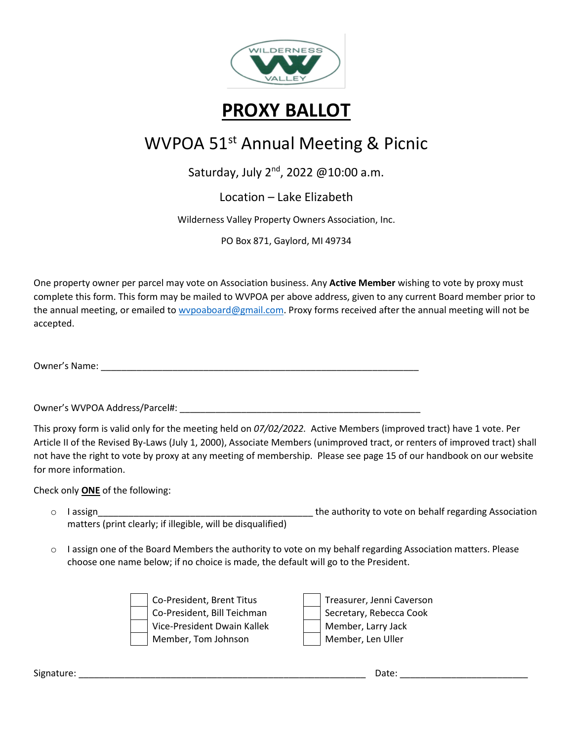# PROXY BALLOT

## WVPOA 51st Annual Meeting & Picnic

Saturday, July 2nd, 2022 @10:00 a.m.

Location – Lake Elizabeth

Wilderness Valley Property Owners Association, Inc.

PO Box 871, Gaylord, MI 49734

One property owner per parcel may vote on Association business. Any **Active Member** wishing to vote by proxy must complete this form. This form may be mailed to WVPOA per above address, given to any current Board member prior to the annual meeting, or emailed to wvpoaboard@gmail.com. Proxy forms received after the annual meeting will not be accepted.

Owner's Name: ________________________________________________________________

Owner's WVPOA Address/Parcel#: ________________________________________________

This proxy form is valid only for the meeting held on *07/02/2022.* Active Members (improved tract) have 1 vote. Per Article II of the Revised By-Laws (July 1, 2000), Associate Members (unimproved tract, or renters of improved tract) shall not have the right to vote by proxy at any meeting of membership. Please see page 15 of our handbook on our website for more information.

Check only **ONE** of the following:

- I assign__________________________________________ the authority to vote on behalf regarding Association matters (print clearly; if illegible, will be disqualified)
- I assign one of the Board Members the authority to vote on my behalf regarding Association matters. Please choose one name below; if no choice is made, the default will go to the President.

| | | | |
|---|---|---|---|
| ☐ | Co-President, Brent Titus | ☐ | Treasurer, Jenni Caverson |
| ☐ | Co-President, Bill Teichman | ☐ | Secretary, Rebecca Cook |
| ☐ | Vice-President Dwain Kallek | ☐ | Member, Larry Jack |
| ☐ | Member, Tom Johnson | ☐ | Member, Len Uller |

Signature: ____________________________________________________ Date: ________________________